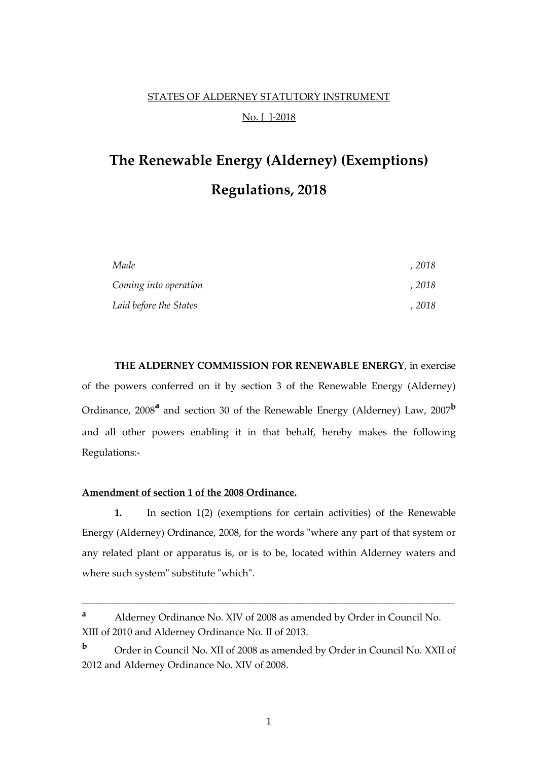STATES OF ALDERNEY STATUTORY INSTRUMENT

No. [ ]-2018

# The Renewable Energy (Alderney) (Exemptions) Regulations, 2018

| | |
|---|---|
| *Made* | *, 2018* |
| *Coming into operation* | *, 2018* |
| *Laid before the States* | *, 2018* |

**THE ALDERNEY COMMISSION FOR RENEWABLE ENERGY**, in exercise of the powers conferred on it by section 3 of the Renewable Energy (Alderney) Ordinance, 2008[a] and section 30 of the Renewable Energy (Alderney) Law, 2007[b] and all other powers enabling it in that behalf, hereby makes the following Regulations:-

**Amendment of section 1 of the 2008 Ordinance.**

**1.** In section 1(2) (exemptions for certain activities) of the Renewable Energy (Alderney) Ordinance, 2008, for the words "where any part of that system or any related plant or apparatus is, or is to be, located within Alderney waters and where such system" substitute "which".

---

[a] Alderney Ordinance No. XIV of 2008 as amended by Order in Council No. XIII of 2010 and Alderney Ordinance No. II of 2013.

[b] Order in Council No. XII of 2008 as amended by Order in Council No. XXII of 2012 and Alderney Ordinance No. XIV of 2008.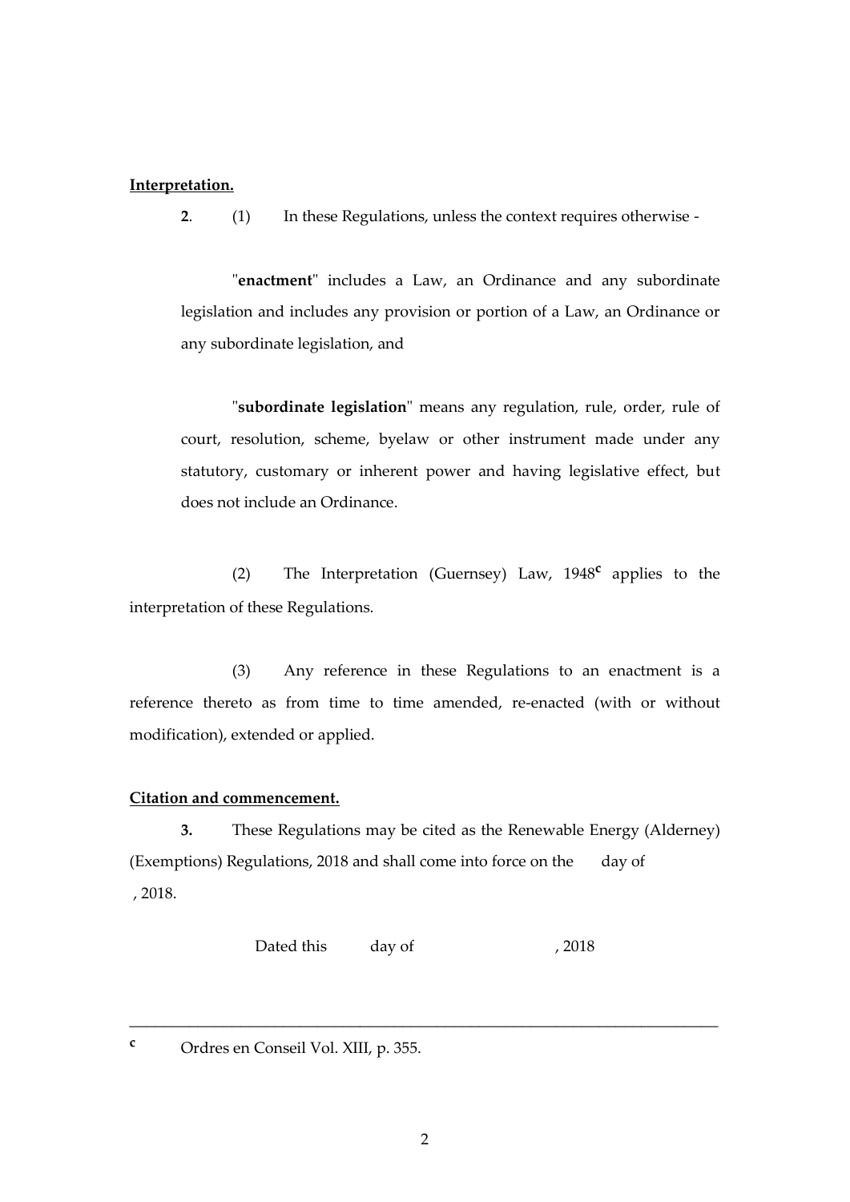**Interpretation.**

**2**. (1) In these Regulations, unless the context requires otherwise -

"**enactment**" includes a Law, an Ordinance and any subordinate legislation and includes any provision or portion of a Law, an Ordinance or any subordinate legislation, and

"**subordinate legislation**" means any regulation, rule, order, rule of court, resolution, scheme, byelaw or other instrument made under any statutory, customary or inherent power and having legislative effect, but does not include an Ordinance.

(2) The Interpretation (Guernsey) Law, 1948[c] applies to the interpretation of these Regulations.

(3) Any reference in these Regulations to an enactment is a reference thereto as from time to time amended, re-enacted (with or without modification), extended or applied.

**Citation and commencement.**

**3.** These Regulations may be cited as the Renewable Energy (Alderney) (Exemptions) Regulations, 2018 and shall come into force on the day of , 2018.

Dated this day of , 2018

---

[c] Ordres en Conseil Vol. XIII, p. 355.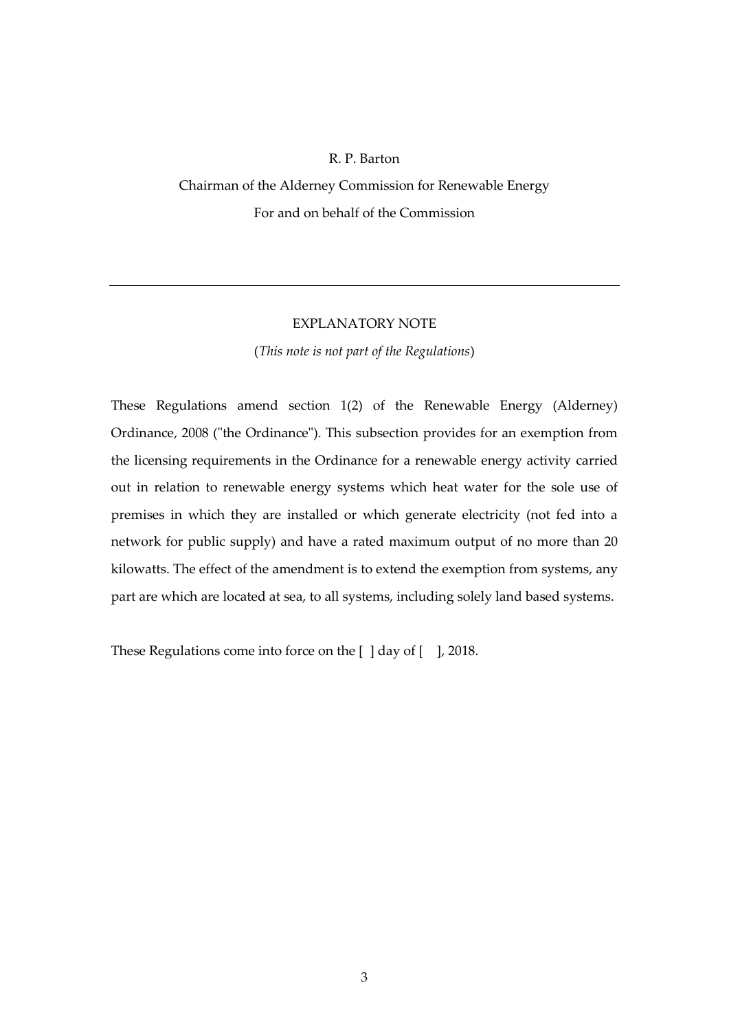R. P. Barton

Chairman of the Alderney Commission for Renewable Energy

For and on behalf of the Commission

---

EXPLANATORY NOTE

(*This note is not part of the Regulations*)

These Regulations amend section 1(2) of the Renewable Energy (Alderney) Ordinance, 2008 ("the Ordinance"). This subsection provides for an exemption from the licensing requirements in the Ordinance for a renewable energy activity carried out in relation to renewable energy systems which heat water for the sole use of premises in which they are installed or which generate electricity (not fed into a network for public supply) and have a rated maximum output of no more than 20 kilowatts. The effect of the amendment is to extend the exemption from systems, any part are which are located at sea, to all systems, including solely land based systems.

These Regulations come into force on the [ ] day of [ ], 2018.